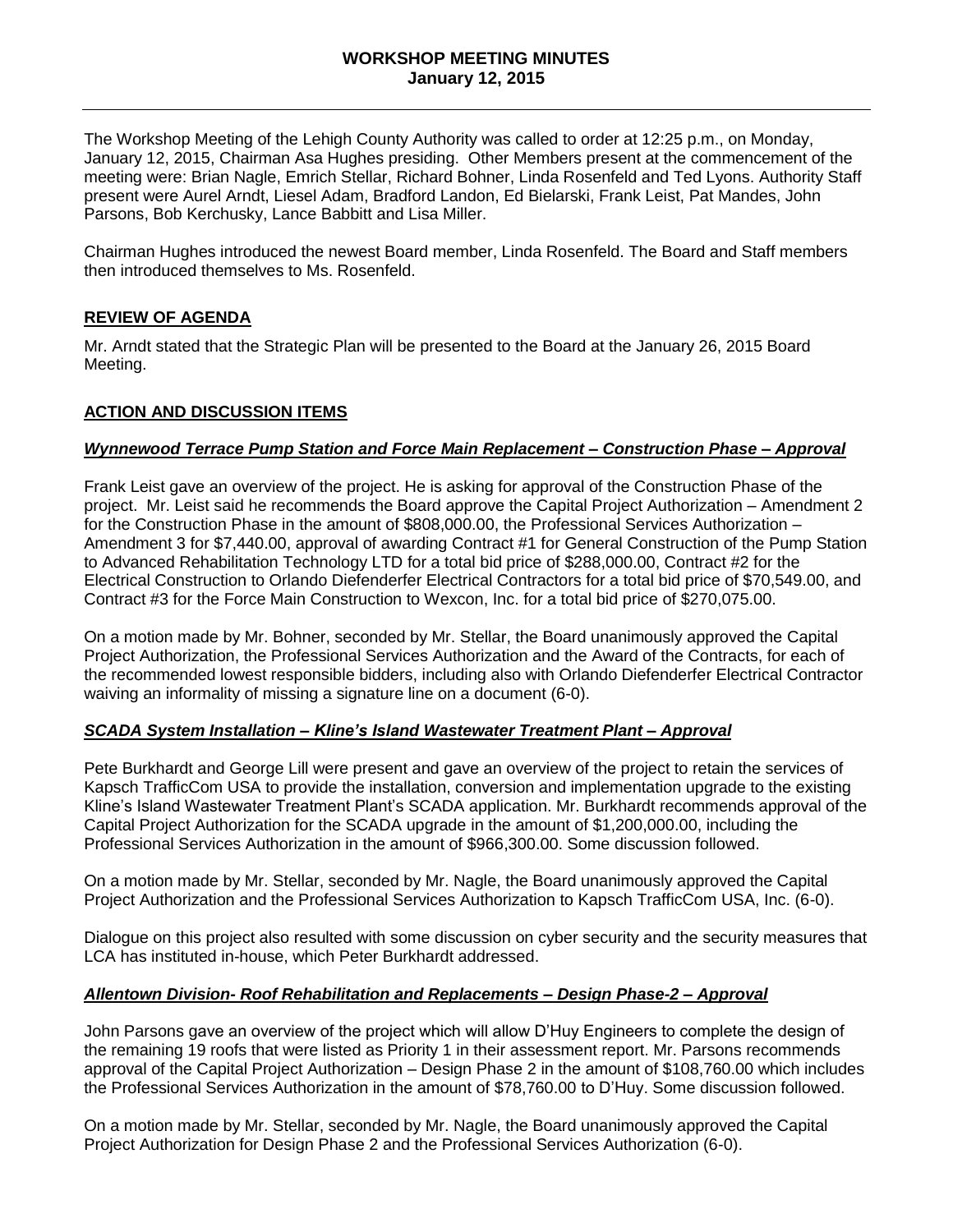# WORKSHOP MEETING MINUTES
**January 12, 2015**

The Workshop Meeting of the Lehigh County Authority was called to order at 12:25 p.m., on Monday, January 12, 2015, Chairman Asa Hughes presiding. Other Members present at the commencement of the meeting were: Brian Nagle, Emrich Stellar, Richard Bohner, Linda Rosenfeld and Ted Lyons. Authority Staff present were Aurel Arndt, Liesel Adam, Bradford Landon, Ed Bielarski, Frank Leist, Pat Mandes, John Parsons, Bob Kerchusky, Lance Babbitt and Lisa Miller.

Chairman Hughes introduced the newest Board member, Linda Rosenfeld. The Board and Staff members then introduced themselves to Ms. Rosenfeld.

## REVIEW OF AGENDA

Mr. Arndt stated that the Strategic Plan will be presented to the Board at the January 26, 2015 Board Meeting.

## ACTION AND DISCUSSION ITEMS

### *Wynnewood Terrace Pump Station and Force Main Replacement – Construction Phase – Approval*

Frank Leist gave an overview of the project. He is asking for approval of the Construction Phase of the project. Mr. Leist said he recommends the Board approve the Capital Project Authorization – Amendment 2 for the Construction Phase in the amount of $808,000.00, the Professional Services Authorization – Amendment 3 for $7,440.00, approval of awarding Contract #1 for General Construction of the Pump Station to Advanced Rehabilitation Technology LTD for a total bid price of $288,000.00, Contract #2 for the Electrical Construction to Orlando Diefenderfer Electrical Contractors for a total bid price of $70,549.00, and Contract #3 for the Force Main Construction to Wexcon, Inc. for a total bid price of $270,075.00.

On a motion made by Mr. Bohner, seconded by Mr. Stellar, the Board unanimously approved the Capital Project Authorization, the Professional Services Authorization and the Award of the Contracts, for each of the recommended lowest responsible bidders, including also with Orlando Diefenderfer Electrical Contractor waiving an informality of missing a signature line on a document (6-0).

### *SCADA System Installation – Kline's Island Wastewater Treatment Plant – Approval*

Pete Burkhardt and George Lill were present and gave an overview of the project to retain the services of Kapsch TrafficCom USA to provide the installation, conversion and implementation upgrade to the existing Kline's Island Wastewater Treatment Plant's SCADA application. Mr. Burkhardt recommends approval of the Capital Project Authorization for the SCADA upgrade in the amount of $1,200,000.00, including the Professional Services Authorization in the amount of $966,300.00. Some discussion followed.

On a motion made by Mr. Stellar, seconded by Mr. Nagle, the Board unanimously approved the Capital Project Authorization and the Professional Services Authorization to Kapsch TrafficCom USA, Inc. (6-0).

Dialogue on this project also resulted with some discussion on cyber security and the security measures that LCA has instituted in-house, which Peter Burkhardt addressed.

### *Allentown Division- Roof Rehabilitation and Replacements – Design Phase-2 – Approval*

John Parsons gave an overview of the project which will allow D'Huy Engineers to complete the design of the remaining 19 roofs that were listed as Priority 1 in their assessment report. Mr. Parsons recommends approval of the Capital Project Authorization – Design Phase 2 in the amount of $108,760.00 which includes the Professional Services Authorization in the amount of $78,760.00 to D'Huy. Some discussion followed.

On a motion made by Mr. Stellar, seconded by Mr. Nagle, the Board unanimously approved the Capital Project Authorization for Design Phase 2 and the Professional Services Authorization (6-0).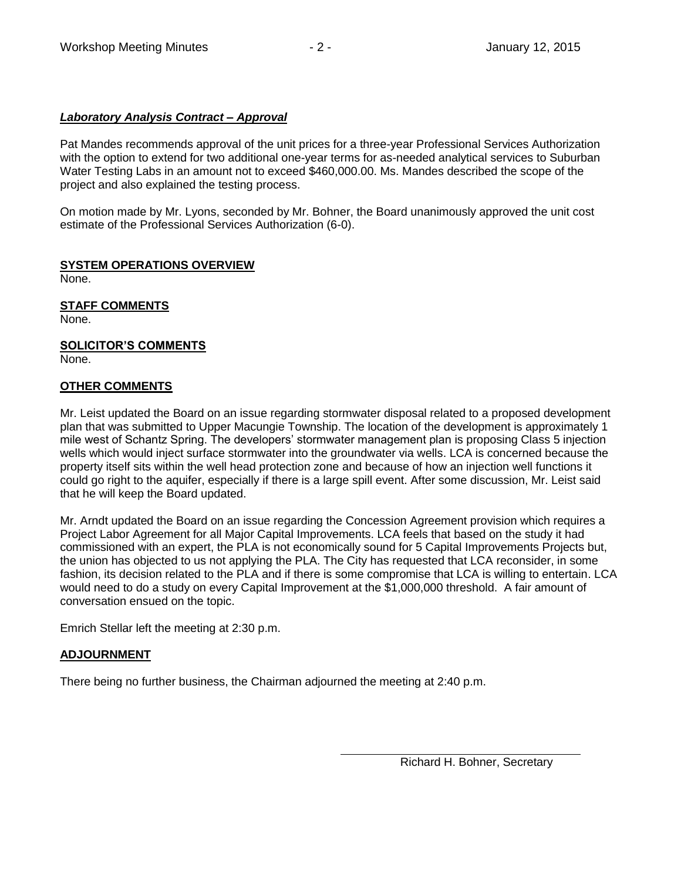***Laboratory Analysis Contract – Approval***

Pat Mandes recommends approval of the unit prices for a three-year Professional Services Authorization with the option to extend for two additional one-year terms for as-needed analytical services to Suburban Water Testing Labs in an amount not to exceed $460,000.00. Ms. Mandes described the scope of the project and also explained the testing process.

On motion made by Mr. Lyons, seconded by Mr. Bohner, the Board unanimously approved the unit cost estimate of the Professional Services Authorization (6-0).

**SYSTEM OPERATIONS OVERVIEW**

None.

**STAFF COMMENTS**

None.

**SOLICITOR'S COMMENTS**

None.

**OTHER COMMENTS**

Mr. Leist updated the Board on an issue regarding stormwater disposal related to a proposed development plan that was submitted to Upper Macungie Township. The location of the development is approximately 1 mile west of Schantz Spring. The developers' stormwater management plan is proposing Class 5 injection wells which would inject surface stormwater into the groundwater via wells. LCA is concerned because the property itself sits within the well head protection zone and because of how an injection well functions it could go right to the aquifer, especially if there is a large spill event. After some discussion, Mr. Leist said that he will keep the Board updated.

Mr. Arndt updated the Board on an issue regarding the Concession Agreement provision which requires a Project Labor Agreement for all Major Capital Improvements. LCA feels that based on the study it had commissioned with an expert, the PLA is not economically sound for 5 Capital Improvements Projects but, the union has objected to us not applying the PLA. The City has requested that LCA reconsider, in some fashion, its decision related to the PLA and if there is some compromise that LCA is willing to entertain. LCA would need to do a study on every Capital Improvement at the $1,000,000 threshold. A fair amount of conversation ensued on the topic.

Emrich Stellar left the meeting at 2:30 p.m.

**ADJOURNMENT**

There being no further business, the Chairman adjourned the meeting at 2:40 p.m.

Richard H. Bohner, Secretary